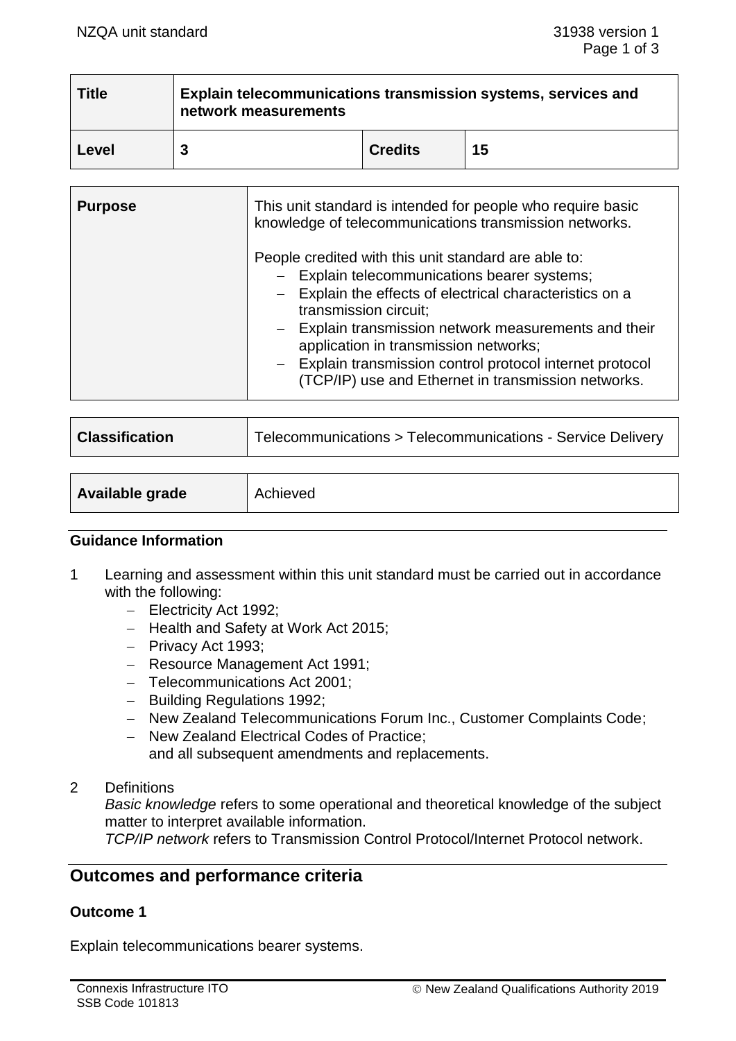| Title | Explain telecommunications transmission systems, services and network measurements | | |
|---|---|---|---|
| Level | 3 | Credits | 15 |

| Purpose | This unit standard is intended for people who require basic knowledge of telecommunications transmission networks.<br><br>People credited with this unit standard are able to:<br>– Explain telecommunications bearer systems;<br>– Explain the effects of electrical characteristics on a transmission circuit;<br>– Explain transmission network measurements and their application in transmission networks;<br>– Explain transmission control protocol internet protocol (TCP/IP) use and Ethernet in transmission networks. |
|---|---|

| Classification | Telecommunications > Telecommunications - Service Delivery |
|---|---|

| Available grade | Achieved |
|---|---|

### Guidance Information

1 Learning and assessment within this unit standard must be carried out in accordance with the following:
   - Electricity Act 1992;
   - Health and Safety at Work Act 2015;
   - Privacy Act 1993;
   - Resource Management Act 1991;
   - Telecommunications Act 2001;
   - Building Regulations 1992;
   - New Zealand Telecommunications Forum Inc., Customer Complaints Code;
   - New Zealand Electrical Codes of Practice;

   and all subsequent amendments and replacements.

2 Definitions

   *Basic knowledge* refers to some operational and theoretical knowledge of the subject matter to interpret available information.

   *TCP/IP network* refers to Transmission Control Protocol/Internet Protocol network.

## Outcomes and performance criteria

### Outcome 1

Explain telecommunications bearer systems.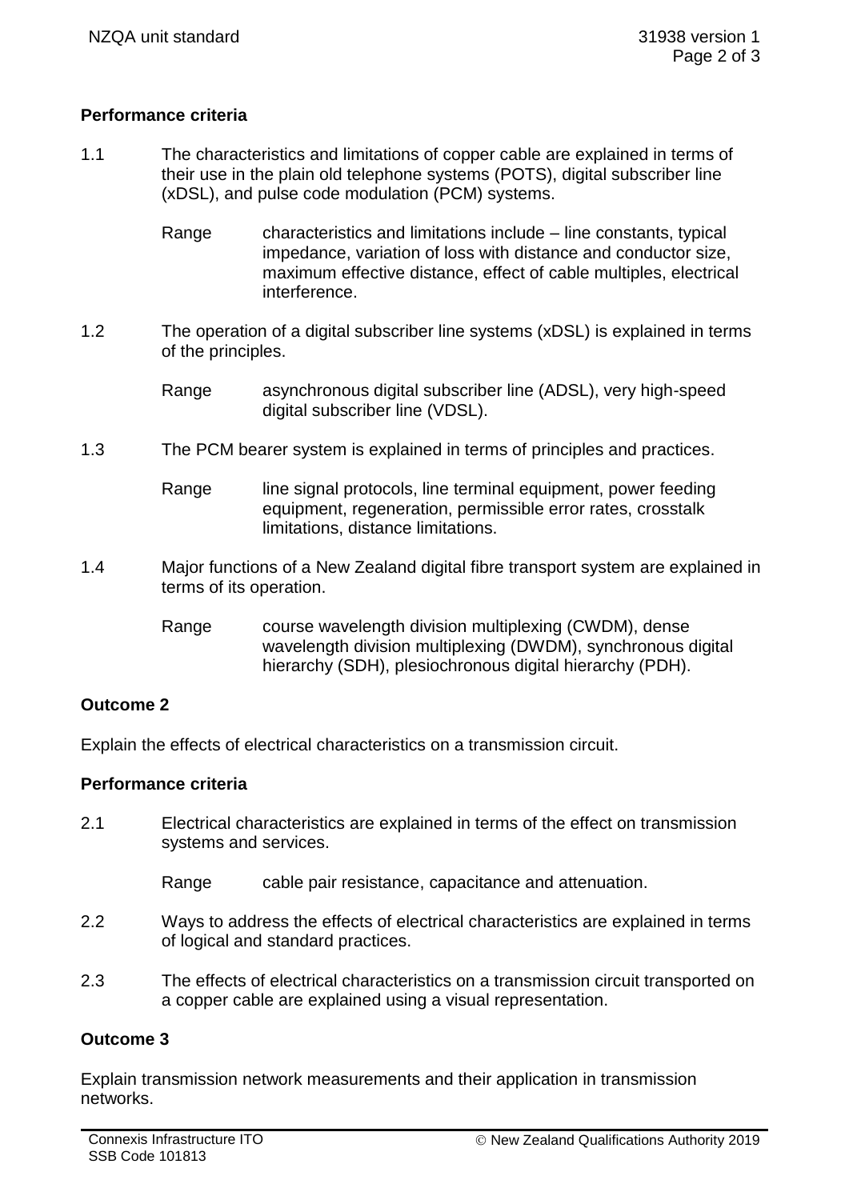### Performance criteria

1.1 The characteristics and limitations of copper cable are explained in terms of their use in the plain old telephone systems (POTS), digital subscriber line (xDSL), and pulse code modulation (PCM) systems.

Range characteristics and limitations include – line constants, typical impedance, variation of loss with distance and conductor size, maximum effective distance, effect of cable multiples, electrical interference.

1.2 The operation of a digital subscriber line systems (xDSL) is explained in terms of the principles.

Range asynchronous digital subscriber line (ADSL), very high-speed digital subscriber line (VDSL).

1.3 The PCM bearer system is explained in terms of principles and practices.

Range line signal protocols, line terminal equipment, power feeding equipment, regeneration, permissible error rates, crosstalk limitations, distance limitations.

1.4 Major functions of a New Zealand digital fibre transport system are explained in terms of its operation.

Range course wavelength division multiplexing (CWDM), dense wavelength division multiplexing (DWDM), synchronous digital hierarchy (SDH), plesiochronous digital hierarchy (PDH).

## Outcome 2

Explain the effects of electrical characteristics on a transmission circuit.

### Performance criteria

2.1 Electrical characteristics are explained in terms of the effect on transmission systems and services.

Range cable pair resistance, capacitance and attenuation.

2.2 Ways to address the effects of electrical characteristics are explained in terms of logical and standard practices.

2.3 The effects of electrical characteristics on a transmission circuit transported on a copper cable are explained using a visual representation.

## Outcome 3

Explain transmission network measurements and their application in transmission networks.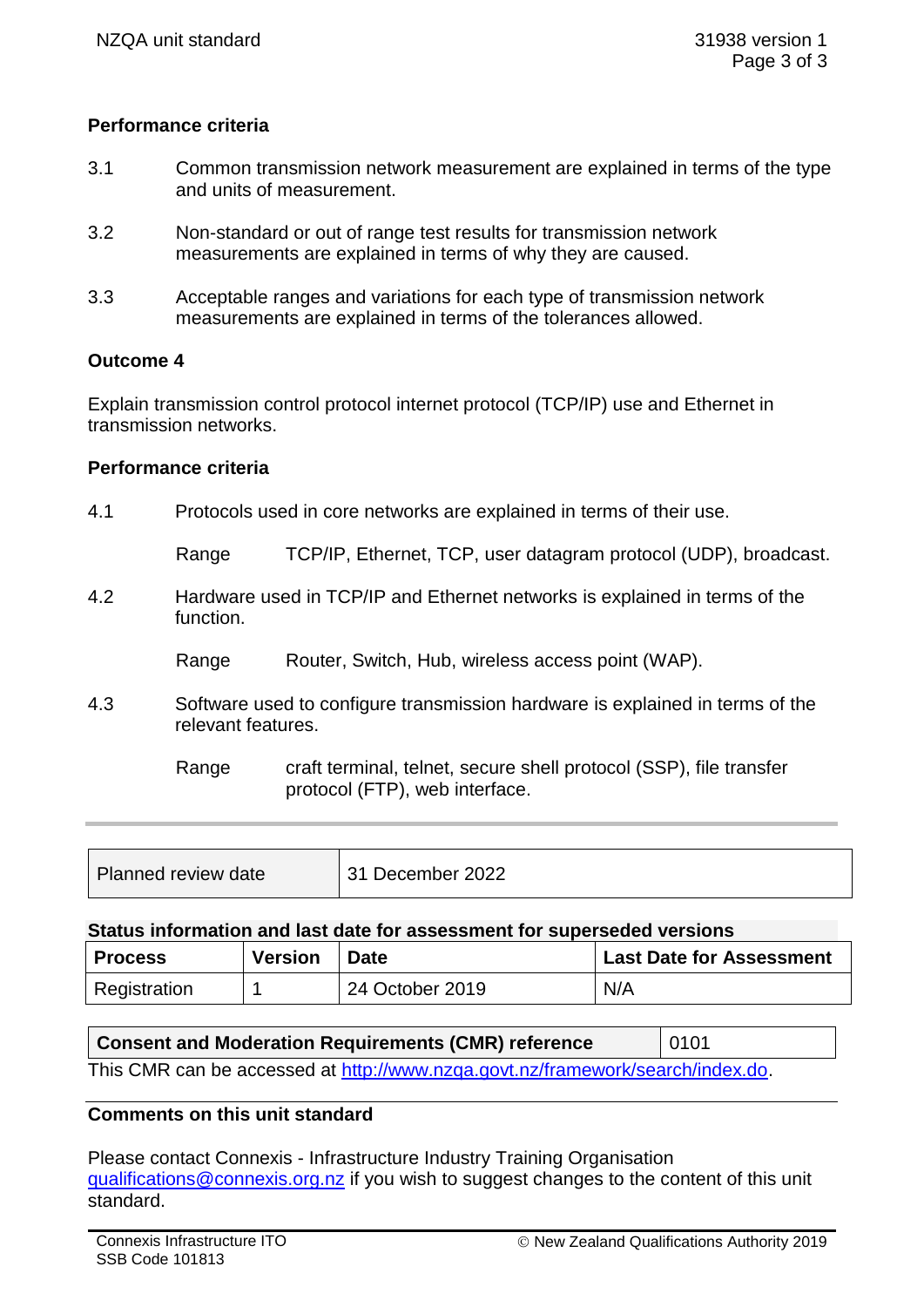**Performance criteria**

3.1 Common transmission network measurement are explained in terms of the type and units of measurement.

3.2 Non-standard or out of range test results for transmission network measurements are explained in terms of why they are caused.

3.3 Acceptable ranges and variations for each type of transmission network measurements are explained in terms of the tolerances allowed.

**Outcome 4**

Explain transmission control protocol internet protocol (TCP/IP) use and Ethernet in transmission networks.

**Performance criteria**

4.1 Protocols used in core networks are explained in terms of their use.

Range TCP/IP, Ethernet, TCP, user datagram protocol (UDP), broadcast.

4.2 Hardware used in TCP/IP and Ethernet networks is explained in terms of the function.

Range Router, Switch, Hub, wireless access point (WAP).

4.3 Software used to configure transmission hardware is explained in terms of the relevant features.

Range craft terminal, telnet, secure shell protocol (SSP), file transfer protocol (FTP), web interface.

| | |
|---|---|
| Planned review date | 31 December 2022 |

**Status information and last date for assessment for superseded versions**

| Process | Version | Date | Last Date for Assessment |
|---|---|---|---|
| Registration | 1 | 24 October 2019 | N/A |

| | |
|---|---|
| **Consent and Moderation Requirements (CMR) reference** | 0101 |

This CMR can be accessed at http://www.nzqa.govt.nz/framework/search/index.do.

**Comments on this unit standard**

Please contact Connexis - Infrastructure Industry Training Organisation qualifications@connexis.org.nz if you wish to suggest changes to the content of this unit standard.